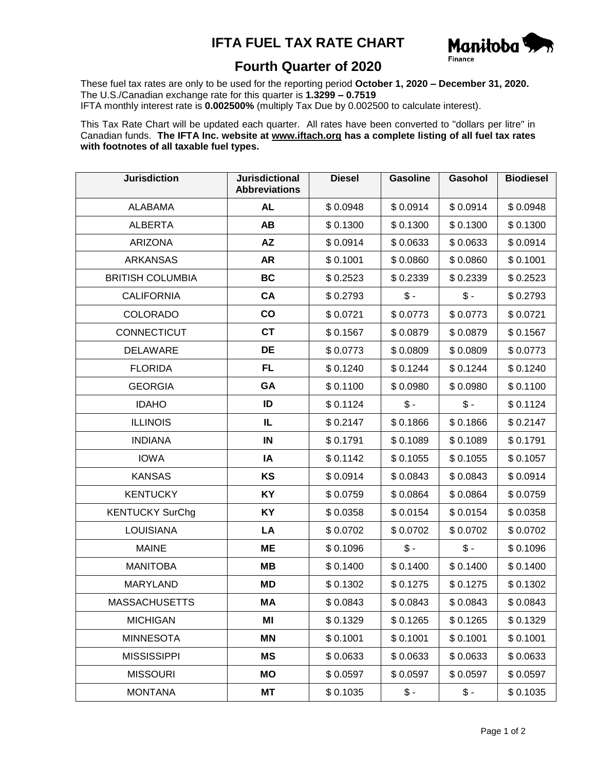# IFTA FUEL TAX RATE CHART

Manitoba Finance

## Fourth Quarter of 2020

These fuel tax rates are only to be used for the reporting period **October 1, 2020 – December 31, 2020.**
The U.S./Canadian exchange rate for this quarter is **1.3299 – 0.7519**
IFTA monthly interest rate is **0.002500%** (multiply Tax Due by 0.002500 to calculate interest).

This Tax Rate Chart will be updated each quarter. All rates have been converted to "dollars per litre" in Canadian funds. **The IFTA Inc. website at www.iftach.org has a complete listing of all fuel tax rates with footnotes of all taxable fuel types.**

| Jurisdiction | Jurisdictional Abbreviations | Diesel | Gasoline | Gasohol | Biodiesel |
|---|---|---|---|---|---|
| ALABAMA | **AL** | $ 0.0948 | $ 0.0914 | $ 0.0914 | $ 0.0948 |
| ALBERTA | **AB** | $ 0.1300 | $ 0.1300 | $ 0.1300 | $ 0.1300 |
| ARIZONA | **AZ** | $ 0.0914 | $ 0.0633 | $ 0.0633 | $ 0.0914 |
| ARKANSAS | **AR** | $ 0.1001 | $ 0.0860 | $ 0.0860 | $ 0.1001 |
| BRITISH COLUMBIA | **BC** | $ 0.2523 | $ 0.2339 | $ 0.2339 | $ 0.2523 |
| CALIFORNIA | **CA** | $ 0.2793 | $ - | $ - | $ 0.2793 |
| COLORADO | **CO** | $ 0.0721 | $ 0.0773 | $ 0.0773 | $ 0.0721 |
| CONNECTICUT | **CT** | $ 0.1567 | $ 0.0879 | $ 0.0879 | $ 0.1567 |
| DELAWARE | **DE** | $ 0.0773 | $ 0.0809 | $ 0.0809 | $ 0.0773 |
| FLORIDA | **FL** | $ 0.1240 | $ 0.1244 | $ 0.1244 | $ 0.1240 |
| GEORGIA | **GA** | $ 0.1100 | $ 0.0980 | $ 0.0980 | $ 0.1100 |
| IDAHO | **ID** | $ 0.1124 | $ - | $ - | $ 0.1124 |
| ILLINOIS | **IL** | $ 0.2147 | $ 0.1866 | $ 0.1866 | $ 0.2147 |
| INDIANA | **IN** | $ 0.1791 | $ 0.1089 | $ 0.1089 | $ 0.1791 |
| IOWA | **IA** | $ 0.1142 | $ 0.1055 | $ 0.1055 | $ 0.1057 |
| KANSAS | **KS** | $ 0.0914 | $ 0.0843 | $ 0.0843 | $ 0.0914 |
| KENTUCKY | **KY** | $ 0.0759 | $ 0.0864 | $ 0.0864 | $ 0.0759 |
| KENTUCKY SurChg | **KY** | $ 0.0358 | $ 0.0154 | $ 0.0154 | $ 0.0358 |
| LOUISIANA | **LA** | $ 0.0702 | $ 0.0702 | $ 0.0702 | $ 0.0702 |
| MAINE | **ME** | $ 0.1096 | $ - | $ - | $ 0.1096 |
| MANITOBA | **MB** | $ 0.1400 | $ 0.1400 | $ 0.1400 | $ 0.1400 |
| MARYLAND | **MD** | $ 0.1302 | $ 0.1275 | $ 0.1275 | $ 0.1302 |
| MASSACHUSETTS | **MA** | $ 0.0843 | $ 0.0843 | $ 0.0843 | $ 0.0843 |
| MICHIGAN | **MI** | $ 0.1329 | $ 0.1265 | $ 0.1265 | $ 0.1329 |
| MINNESOTA | **MN** | $ 0.1001 | $ 0.1001 | $ 0.1001 | $ 0.1001 |
| MISSISSIPPI | **MS** | $ 0.0633 | $ 0.0633 | $ 0.0633 | $ 0.0633 |
| MISSOURI | **MO** | $ 0.0597 | $ 0.0597 | $ 0.0597 | $ 0.0597 |
| MONTANA | **MT** | $ 0.1035 | $ - | $ - | $ 0.1035 |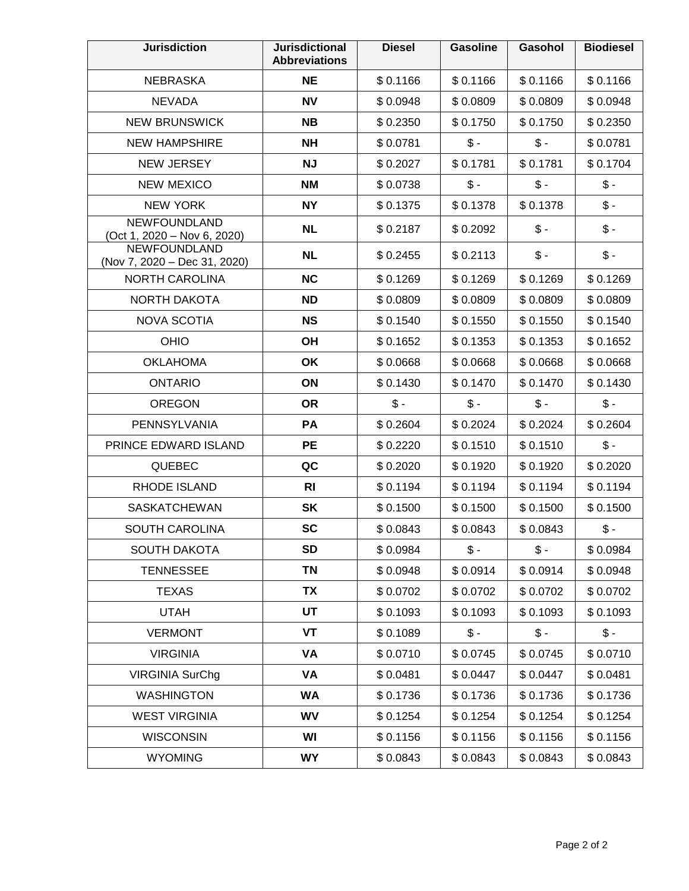| Jurisdiction | Jurisdictional Abbreviations | Diesel | Gasoline | Gasohol | Biodiesel |
|---|---|---|---|---|---|
| NEBRASKA | **NE** | $ 0.1166 | $ 0.1166 | $ 0.1166 | $ 0.1166 |
| NEVADA | **NV** | $ 0.0948 | $ 0.0809 | $ 0.0809 | $ 0.0948 |
| NEW BRUNSWICK | **NB** | $ 0.2350 | $ 0.1750 | $ 0.1750 | $ 0.2350 |
| NEW HAMPSHIRE | **NH** | $ 0.0781 | $ - | $ - | $ 0.0781 |
| NEW JERSEY | **NJ** | $ 0.2027 | $ 0.1781 | $ 0.1781 | $ 0.1704 |
| NEW MEXICO | **NM** | $ 0.0738 | $ - | $ - | $ - |
| NEW YORK | **NY** | $ 0.1375 | $ 0.1378 | $ 0.1378 | $ - |
| NEWFOUNDLAND (Oct 1, 2020 – Nov 6, 2020) | **NL** | $ 0.2187 | $ 0.2092 | $ - | $ - |
| NEWFOUNDLAND (Nov 7, 2020 – Dec 31, 2020) | **NL** | $ 0.2455 | $ 0.2113 | $ - | $ - |
| NORTH CAROLINA | **NC** | $ 0.1269 | $ 0.1269 | $ 0.1269 | $ 0.1269 |
| NORTH DAKOTA | **ND** | $ 0.0809 | $ 0.0809 | $ 0.0809 | $ 0.0809 |
| NOVA SCOTIA | **NS** | $ 0.1540 | $ 0.1550 | $ 0.1550 | $ 0.1540 |
| OHIO | **OH** | $ 0.1652 | $ 0.1353 | $ 0.1353 | $ 0.1652 |
| OKLAHOMA | **OK** | $ 0.0668 | $ 0.0668 | $ 0.0668 | $ 0.0668 |
| ONTARIO | **ON** | $ 0.1430 | $ 0.1470 | $ 0.1470 | $ 0.1430 |
| OREGON | **OR** | $ - | $ - | $ - | $ - |
| PENNSYLVANIA | **PA** | $ 0.2604 | $ 0.2024 | $ 0.2024 | $ 0.2604 |
| PRINCE EDWARD ISLAND | **PE** | $ 0.2220 | $ 0.1510 | $ 0.1510 | $ - |
| QUEBEC | **QC** | $ 0.2020 | $ 0.1920 | $ 0.1920 | $ 0.2020 |
| RHODE ISLAND | **RI** | $ 0.1194 | $ 0.1194 | $ 0.1194 | $ 0.1194 |
| SASKATCHEWAN | **SK** | $ 0.1500 | $ 0.1500 | $ 0.1500 | $ 0.1500 |
| SOUTH CAROLINA | **SC** | $ 0.0843 | $ 0.0843 | $ 0.0843 | $ - |
| SOUTH DAKOTA | **SD** | $ 0.0984 | $ - | $ - | $ 0.0984 |
| TENNESSEE | **TN** | $ 0.0948 | $ 0.0914 | $ 0.0914 | $ 0.0948 |
| TEXAS | **TX** | $ 0.0702 | $ 0.0702 | $ 0.0702 | $ 0.0702 |
| UTAH | **UT** | $ 0.1093 | $ 0.1093 | $ 0.1093 | $ 0.1093 |
| VERMONT | **VT** | $ 0.1089 | $ - | $ - | $ - |
| VIRGINIA | **VA** | $ 0.0710 | $ 0.0745 | $ 0.0745 | $ 0.0710 |
| VIRGINIA SurChg | **VA** | $ 0.0481 | $ 0.0447 | $ 0.0447 | $ 0.0481 |
| WASHINGTON | **WA** | $ 0.1736 | $ 0.1736 | $ 0.1736 | $ 0.1736 |
| WEST VIRGINIA | **WV** | $ 0.1254 | $ 0.1254 | $ 0.1254 | $ 0.1254 |
| WISCONSIN | **WI** | $ 0.1156 | $ 0.1156 | $ 0.1156 | $ 0.1156 |
| WYOMING | **WY** | $ 0.0843 | $ 0.0843 | $ 0.0843 | $ 0.0843 |